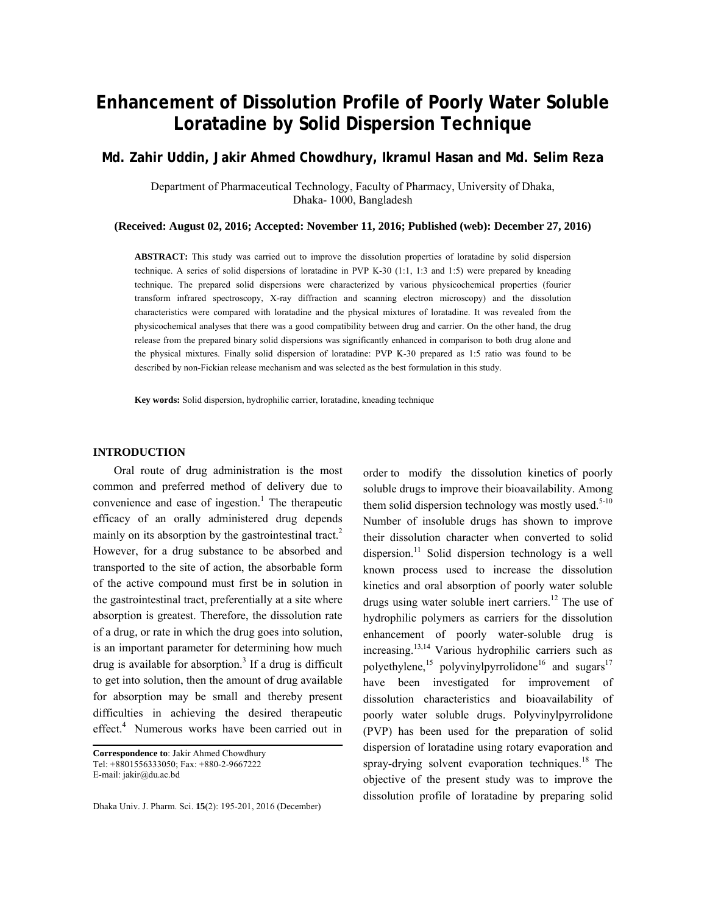# Enhancement of Dissolution Profile of Poorly Water Soluble Loratadine by Solid Dispersion Technique

**Md. Zahir Uddin, Jakir Ahmed Chowdhury, Ikramul Hasan and Md. Selim Reza**

Department of Pharmaceutical Technology, Faculty of Pharmacy, University of Dhaka, Dhaka- 1000, Bangladesh

**(Received: August 02, 2016; Accepted: November 11, 2016; Published (web): December 27, 2016)**

**ABSTRACT:** This study was carried out to improve the dissolution properties of loratadine by solid dispersion technique. A series of solid dispersions of loratadine in PVP K-30 (1:1, 1:3 and 1:5) were prepared by kneading technique. The prepared solid dispersions were characterized by various physicochemical properties (fourier transform infrared spectroscopy, X-ray diffraction and scanning electron microscopy) and the dissolution characteristics were compared with loratadine and the physical mixtures of loratadine. It was revealed from the physicochemical analyses that there was a good compatibility between drug and carrier. On the other hand, the drug release from the prepared binary solid dispersions was significantly enhanced in comparison to both drug alone and the physical mixtures. Finally solid dispersion of loratadine: PVP K-30 prepared as 1:5 ratio was found to be described by non-Fickian release mechanism and was selected as the best formulation in this study.

**Key words:** Solid dispersion, hydrophilic carrier, loratadine, kneading technique

## INTRODUCTION

Oral route of drug administration is the most common and preferred method of delivery due to convenience and ease of ingestion.[1] The therapeutic efficacy of an orally administered drug depends mainly on its absorption by the gastrointestinal tract.[2] However, for a drug substance to be absorbed and transported to the site of action, the absorbable form of the active compound must first be in solution in the gastrointestinal tract, preferentially at a site where absorption is greatest. Therefore, the dissolution rate of a drug, or rate in which the drug goes into solution, is an important parameter for determining how much drug is available for absorption.[3] If a drug is difficult to get into solution, then the amount of drug available for absorption may be small and thereby present difficulties in achieving the desired therapeutic effect.[4] Numerous works have been carried out in order to modify the dissolution kinetics of poorly soluble drugs to improve their bioavailability. Among them solid dispersion technology was mostly used.[5-10] Number of insoluble drugs has shown to improve their dissolution character when converted to solid dispersion.[11] Solid dispersion technology is a well known process used to increase the dissolution kinetics and oral absorption of poorly water soluble drugs using water soluble inert carriers.[12] The use of hydrophilic polymers as carriers for the dissolution enhancement of poorly water-soluble drug is increasing.[13,14] Various hydrophilic carriers such as polyethylene,[15] polyvinylpyrrolidone[16] and sugars[17] have been investigated for improvement of dissolution characteristics and bioavailability of poorly water soluble drugs. Polyvinylpyrrolidone (PVP) has been used for the preparation of solid dispersion of loratadine using rotary evaporation and spray-drying solvent evaporation techniques.[18] The objective of the present study was to improve the dissolution profile of loratadine by preparing solid

**Correspondence to**: Jakir Ahmed Chowdhury
Tel: +8801556333050; Fax: +880-2-9667222
E-mail: jakir@du.ac.bd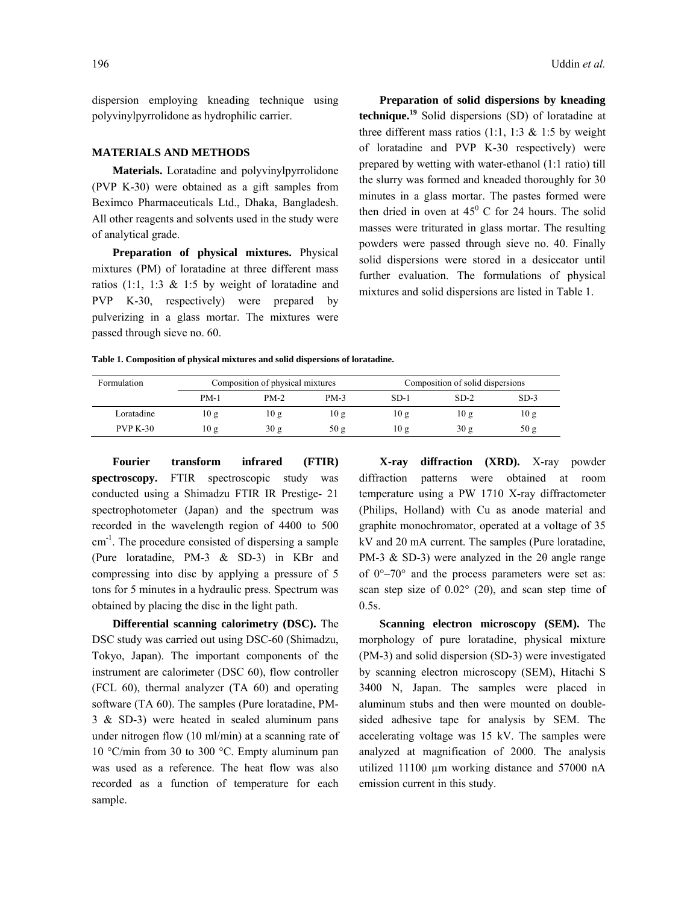dispersion employing kneading technique using polyvinylpyrrolidone as hydrophilic carrier.

## MATERIALS AND METHODS

**Materials.** Loratadine and polyvinylpyrrolidone (PVP K-30) were obtained as a gift samples from Beximco Pharmaceuticals Ltd., Dhaka, Bangladesh. All other reagents and solvents used in the study were of analytical grade.

**Preparation of physical mixtures.** Physical mixtures (PM) of loratadine at three different mass ratios (1:1, 1:3 & 1:5 by weight of loratadine and PVP K-30, respectively) were prepared by pulverizing in a glass mortar. The mixtures were passed through sieve no. 60.

**Preparation of solid dispersions by kneading technique.**[19] Solid dispersions (SD) of loratadine at three different mass ratios (1:1, 1:3 & 1:5 by weight of loratadine and PVP K-30 respectively) were prepared by wetting with water-ethanol (1:1 ratio) till the slurry was formed and kneaded thoroughly for 30 minutes in a glass mortar. The pastes formed were then dried in oven at $45^0$ C for 24 hours. The solid masses were triturated in glass mortar. The resulting powders were passed through sieve no. 40. Finally solid dispersions were stored in a desiccator until further evaluation. The formulations of physical mixtures and solid dispersions are listed in Table 1.

**Table 1. Composition of physical mixtures and solid dispersions of loratadine.**

| Formulation | Composition of physical mixtures | | | Composition of solid dispersions | | |
|---|---|---|---|---|---|---|
| | PM-1 | PM-2 | PM-3 | SD-1 | SD-2 | SD-3 |
| Loratadine | 10 g | 10 g | 10 g | 10 g | 10 g | 10 g |
| PVP K-30 | 10 g | 30 g | 50 g | 10 g | 30 g | 50 g |

**Fourier transform infrared (FTIR) spectroscopy.** FTIR spectroscopic study was conducted using a Shimadzu FTIR IR Prestige- 21 spectrophotometer (Japan) and the spectrum was recorded in the wavelength region of 4400 to 500 $cm^{-1}$. The procedure consisted of dispersing a sample (Pure loratadine, PM-3 & SD-3) in KBr and compressing into disc by applying a pressure of 5 tons for 5 minutes in a hydraulic press. Spectrum was obtained by placing the disc in the light path.

**Differential scanning calorimetry (DSC).** The DSC study was carried out using DSC-60 (Shimadzu, Tokyo, Japan). The important components of the instrument are calorimeter (DSC 60), flow controller (FCL 60), thermal analyzer (TA 60) and operating software (TA 60). The samples (Pure loratadine, PM-3 & SD-3) were heated in sealed aluminum pans under nitrogen flow (10 ml/min) at a scanning rate of 10 °C/min from 30 to 300 °C. Empty aluminum pan was used as a reference. The heat flow was also recorded as a function of temperature for each sample.

**X-ray diffraction (XRD).** X-ray powder diffraction patterns were obtained at room temperature using a PW 1710 X-ray diffractometer (Philips, Holland) with Cu as anode material and graphite monochromator, operated at a voltage of 35 kV and 20 mA current. The samples (Pure loratadine, PM-3 & SD-3) were analyzed in the 2θ angle range of 0°–70° and the process parameters were set as: scan step size of 0.02° (2θ), and scan step time of 0.5s.

**Scanning electron microscopy (SEM).** The morphology of pure loratadine, physical mixture (PM-3) and solid dispersion (SD-3) were investigated by scanning electron microscopy (SEM), Hitachi S 3400 N, Japan. The samples were placed in aluminum stubs and then were mounted on double-sided adhesive tape for analysis by SEM. The accelerating voltage was 15 kV. The samples were analyzed at magnification of 2000. The analysis utilized 11100 µm working distance and 57000 nA emission current in this study.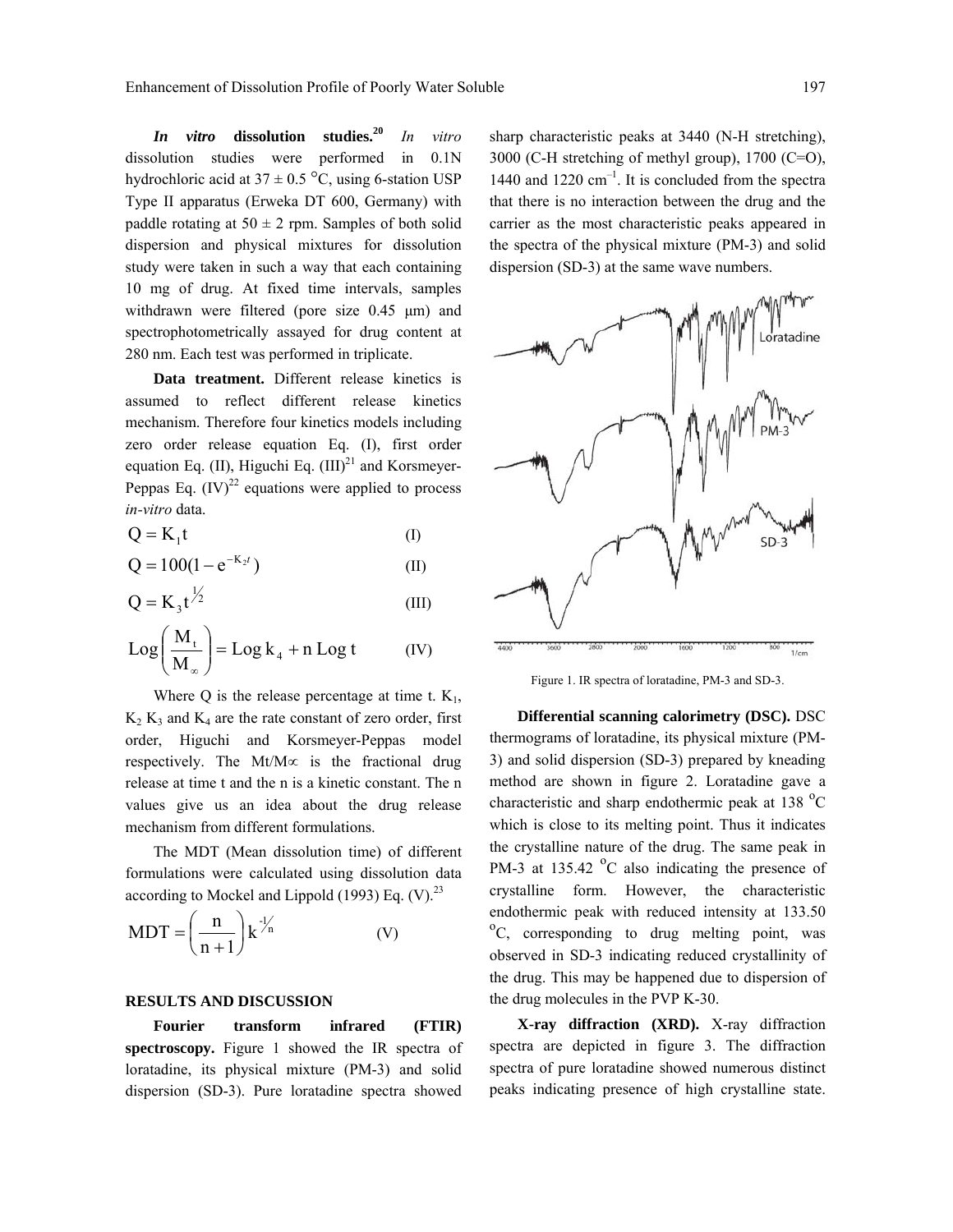***In vitro* dissolution studies.**[20] *In vitro* dissolution studies were performed in 0.1N hydrochloric acid at 37 ± 0.5 °C, using 6-station USP Type II apparatus (Erweka DT 600, Germany) with paddle rotating at 50 ± 2 rpm. Samples of both solid dispersion and physical mixtures for dissolution study were taken in such a way that each containing 10 mg of drug. At fixed time intervals, samples withdrawn were filtered (pore size 0.45 μm) and spectrophotometrically assayed for drug content at 280 nm. Each test was performed in triplicate.

**Data treatment.** Different release kinetics is assumed to reflect different release kinetics mechanism. Therefore four kinetics models including zero order release equation Eq. (I), first order equation Eq. (II), Higuchi Eq. (III)[21] and Korsmeyer-Peppas Eq. (IV)[22] equations were applied to process *in-vitro* data.

$$Q = K_1 t \quad \text{(I)}$$

$$Q = 100(1 - e^{-K_2 t}) \quad \text{(II)}$$

$$Q = K_3 t^{1/2} \quad \text{(III)}$$

$$\text{Log}\left(\frac{M_t}{M_\infty}\right) = \text{Log}\, k_4 + n\, \text{Log}\, t \quad \text{(IV)}$$

Where Q is the release percentage at time t. $K_1$, $K_2$ $K_3$ and $K_4$ are the rate constant of zero order, first order, Higuchi and Korsmeyer-Peppas model respectively. The $M_t/M_\infty$ is the fractional drug release at time t and the n is a kinetic constant. The n values give us an idea about the drug release mechanism from different formulations.

The MDT (Mean dissolution time) of different formulations were calculated using dissolution data according to Mockel and Lippold (1993) Eq. (V).[23]

$$MDT = \left(\frac{n}{n+1}\right) k^{-1/n} \quad \text{(V)}$$

## RESULTS AND DISCUSSION

**Fourier transform infrared (FTIR) spectroscopy.** Figure 1 showed the IR spectra of loratadine, its physical mixture (PM-3) and solid dispersion (SD-3). Pure loratadine spectra showed sharp characteristic peaks at 3440 (N-H stretching), 3000 (C-H stretching of methyl group), 1700 (C=O), 1440 and 1220 $cm^{-1}$. It is concluded from the spectra that there is no interaction between the drug and the carrier as the most characteristic peaks appeared in the spectra of the physical mixture (PM-3) and solid dispersion (SD-3) at the same wave numbers.

Figure 1. IR spectra of loratadine, PM-3 and SD-3.

**Differential scanning calorimetry (DSC).** DSC thermograms of loratadine, its physical mixture (PM-3) and solid dispersion (SD-3) prepared by kneading method are shown in figure 2. Loratadine gave a characteristic and sharp endothermic peak at 138 °C which is close to its melting point. Thus it indicates the crystalline nature of the drug. The same peak in PM-3 at 135.42 °C also indicating the presence of crystalline form. However, the characteristic endothermic peak with reduced intensity at 133.50 °C, corresponding to drug melting point, was observed in SD-3 indicating reduced crystallinity of the drug. This may be happened due to dispersion of the drug molecules in the PVP K-30.

**X-ray diffraction (XRD).** X-ray diffraction spectra are depicted in figure 3. The diffraction spectra of pure loratadine showed numerous distinct peaks indicating presence of high crystalline state.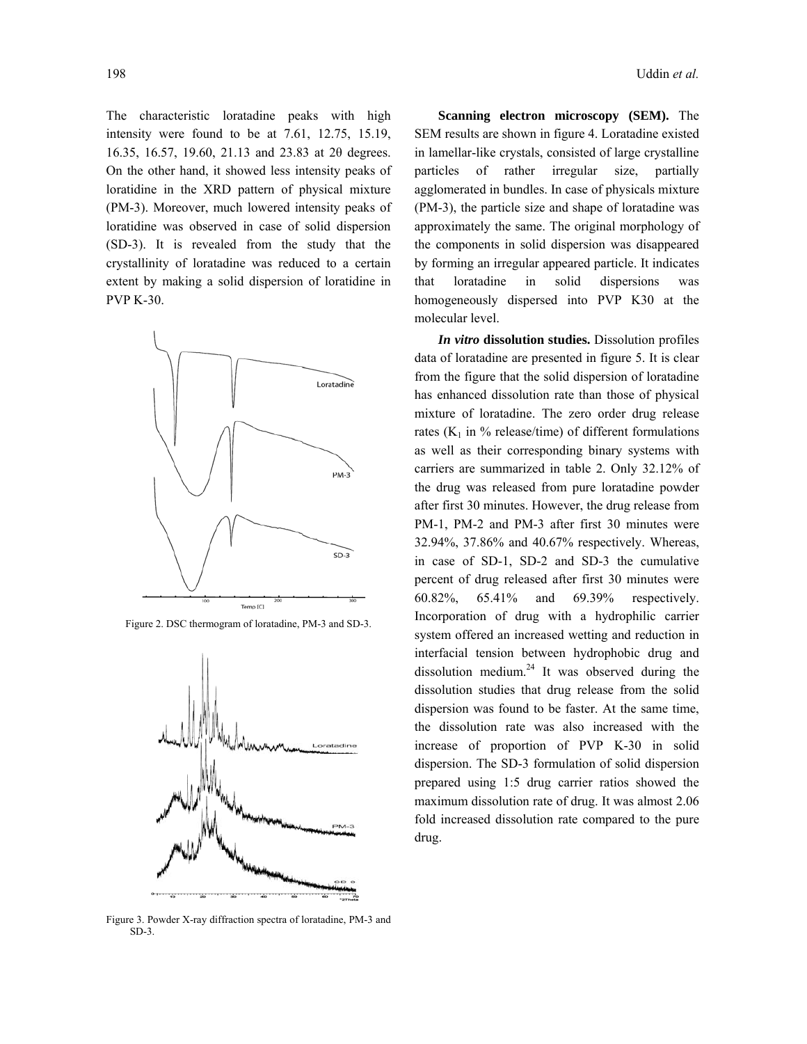The characteristic loratadine peaks with high intensity were found to be at 7.61, 12.75, 15.19, 16.35, 16.57, 19.60, 21.13 and 23.83 at 2θ degrees. On the other hand, it showed less intensity peaks of loratidine in the XRD pattern of physical mixture (PM-3). Moreover, much lowered intensity peaks of loratidine was observed in case of solid dispersion (SD-3). It is revealed from the study that the crystallinity of loratadine was reduced to a certain extent by making a solid dispersion of loratidine in PVP K-30.

Figure 2. DSC thermogram of loratadine, PM-3 and SD-3.

Figure 3. Powder X-ray diffraction spectra of loratadine, PM-3 and SD-3.

**Scanning electron microscopy (SEM).** The SEM results are shown in figure 4. Loratadine existed in lamellar-like crystals, consisted of large crystalline particles of rather irregular size, partially agglomerated in bundles. In case of physicals mixture (PM-3), the particle size and shape of loratadine was approximately the same. The original morphology of the components in solid dispersion was disappeared by forming an irregular appeared particle. It indicates that loratadine in solid dispersions was homogeneously dispersed into PVP K30 at the molecular level.

***In vitro* dissolution studies.** Dissolution profiles data of loratadine are presented in figure 5. It is clear from the figure that the solid dispersion of loratadine has enhanced dissolution rate than those of physical mixture of loratadine. The zero order drug release rates ($K_1$ in % release/time) of different formulations as well as their corresponding binary systems with carriers are summarized in table 2. Only 32.12% of the drug was released from pure loratadine powder after first 30 minutes. However, the drug release from PM-1, PM-2 and PM-3 after first 30 minutes were 32.94%, 37.86% and 40.67% respectively. Whereas, in case of SD-1, SD-2 and SD-3 the cumulative percent of drug released after first 30 minutes were 60.82%, 65.41% and 69.39% respectively. Incorporation of drug with a hydrophilic carrier system offered an increased wetting and reduction in interfacial tension between hydrophobic drug and dissolution medium.[24] It was observed during the dissolution studies that drug release from the solid dispersion was found to be faster. At the same time, the dissolution rate was also increased with the increase of proportion of PVP K-30 in solid dispersion. The SD-3 formulation of solid dispersion prepared using 1:5 drug carrier ratios showed the maximum dissolution rate of drug. It was almost 2.06 fold increased dissolution rate compared to the pure drug.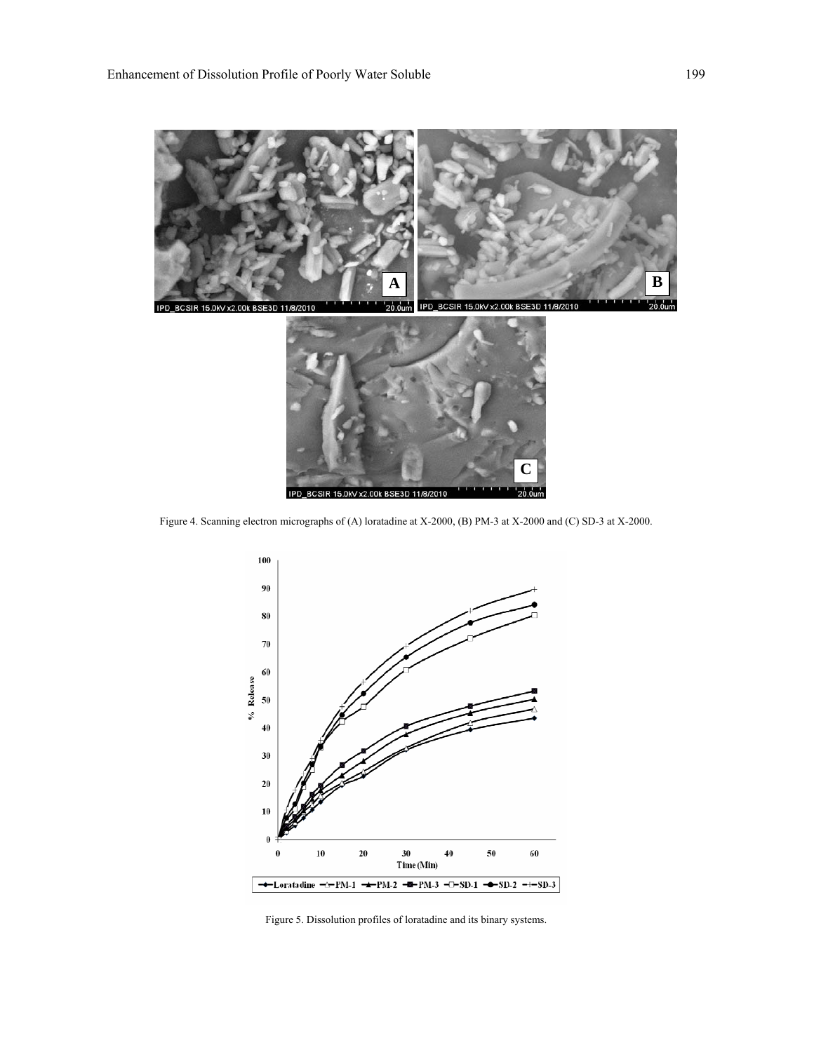Figure 4. Scanning electron micrographs of (A) loratadine at X-2000, (B) PM-3 at X-2000 and (C) SD-3 at X-2000.

Figure 5. Dissolution profiles of loratadine and its binary systems.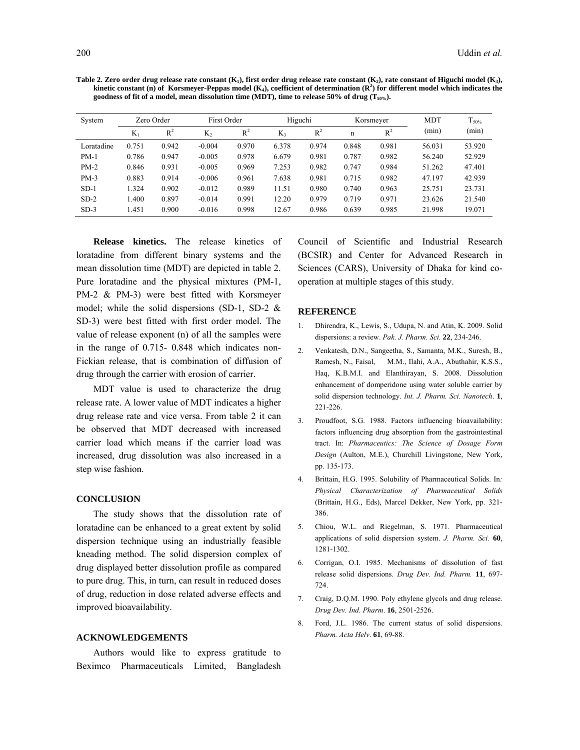**Table 2. Zero order drug release rate constant ($K_1$), first order drug release rate constant ($K_2$), rate constant of Higuchi model ($K_3$), kinetic constant (n) of Korsmeyer-Peppas model ($K_4$), coefficient of determination ($R^2$) for different model which indicates the goodness of fit of a model, mean dissolution time (MDT), time to release 50% of drug ($T_{50\%}$).**

| System | Zero Order | | First Order | | Higuchi | | Korsmeyer | | MDT (min) | $T_{50\%}$ (min) |
|---|---|---|---|---|---|---|---|---|---|---|
| | $K_1$ | $R^2$ | $K_2$ | $R^2$ | $K_3$ | $R^2$ | n | $R^2$ | | |
| Loratadine | 0.751 | 0.942 | -0.004 | 0.970 | 6.378 | 0.974 | 0.848 | 0.981 | 56.031 | 53.920 |
| PM-1 | 0.786 | 0.947 | -0.005 | 0.978 | 6.679 | 0.981 | 0.787 | 0.982 | 56.240 | 52.929 |
| PM-2 | 0.846 | 0.931 | -0.005 | 0.969 | 7.253 | 0.982 | 0.747 | 0.984 | 51.262 | 47.401 |
| PM-3 | 0.883 | 0.914 | -0.006 | 0.961 | 7.638 | 0.981 | 0.715 | 0.982 | 47.197 | 42.939 |
| SD-1 | 1.324 | 0.902 | -0.012 | 0.989 | 11.51 | 0.980 | 0.740 | 0.963 | 25.751 | 23.731 |
| SD-2 | 1.400 | 0.897 | -0.014 | 0.991 | 12.20 | 0.979 | 0.719 | 0.971 | 23.626 | 21.540 |
| SD-3 | 1.451 | 0.900 | -0.016 | 0.998 | 12.67 | 0.986 | 0.639 | 0.985 | 21.998 | 19.071 |

**Release kinetics.** The release kinetics of loratadine from different binary systems and the mean dissolution time (MDT) are depicted in table 2. Pure loratadine and the physical mixtures (PM-1, PM-2 & PM-3) were best fitted with Korsmeyer model; while the solid dispersions (SD-1, SD-2 & SD-3) were best fitted with first order model. The value of release exponent (n) of all the samples were in the range of 0.715- 0.848 which indicates non-Fickian release, that is combination of diffusion of drug through the carrier with erosion of carrier.

MDT value is used to characterize the drug release rate. A lower value of MDT indicates a higher drug release rate and vice versa. From table 2 it can be observed that MDT decreased with increased carrier load which means if the carrier load was increased, drug dissolution was also increased in a step wise fashion.

## CONCLUSION

The study shows that the dissolution rate of loratadine can be enhanced to a great extent by solid dispersion technique using an industrially feasible kneading method. The solid dispersion complex of drug displayed better dissolution profile as compared to pure drug. This, in turn, can result in reduced doses of drug, reduction in dose related adverse effects and improved bioavailability.

## ACKNOWLEDGEMENTS

Authors would like to express gratitude to Beximco Pharmaceuticals Limited, Bangladesh Council of Scientific and Industrial Research (BCSIR) and Center for Advanced Research in Sciences (CARS), University of Dhaka for kind co-operation at multiple stages of this study.

## REFERENCE

1. Dhirendra, K., Lewis, S., Udupa, N. and Atin, K. 2009. Solid dispersions: a review. *Pak. J. Pharm. Sci.* **22**, 234-246.
2. Venkatesh, D.N., Sangeetha, S., Samanta, M.K., Suresh, B., Ramesh, N., Faisal, M.M., Ilahi, A.A., Abuthahir, K.S.S., Haq, K.B.M.I. and Elanthirayan, S. 2008. Dissolution enhancement of domperidone using water soluble carrier by solid dispersion technology. *Int. J. Pharm. Sci. Nanotech*. **1**, 221-226.
3. Proudfoot, S.G. 1988. Factors influencing bioavailability: factors influencing drug absorption from the gastrointestinal tract. In: *Pharmaceutics: The Science of Dosage Form Design* (Aulton, M.E.), Churchill Livingstone, New York, pp. 135-173.
4. Brittain, H.G. 1995. Solubility of Pharmaceutical Solids. In*: Physical Characterization of Pharmaceutical Solids* (Brittain, H.G., Eds), Marcel Dekker, New York, pp. 321-386.
5. Chiou, W.L. and Riegelman, S. 1971. Pharmaceutical applications of solid dispersion system. *J. Pharm. Sci.* **60**, 1281-1302.
6. Corrigan, O.I. 1985. Mechanisms of dissolution of fast release solid dispersions. *Drug Dev. Ind. Pharm.* **11**, 697-724.
7. Craig, D.Q.M. 1990. Poly ethylene glycols and drug release. *Drug Dev. Ind. Pharm*. **16**, 2501-2526.
8. Ford, J.L. 1986. The current status of solid dispersions. *Pharm. Acta Helv*. **61**, 69-88.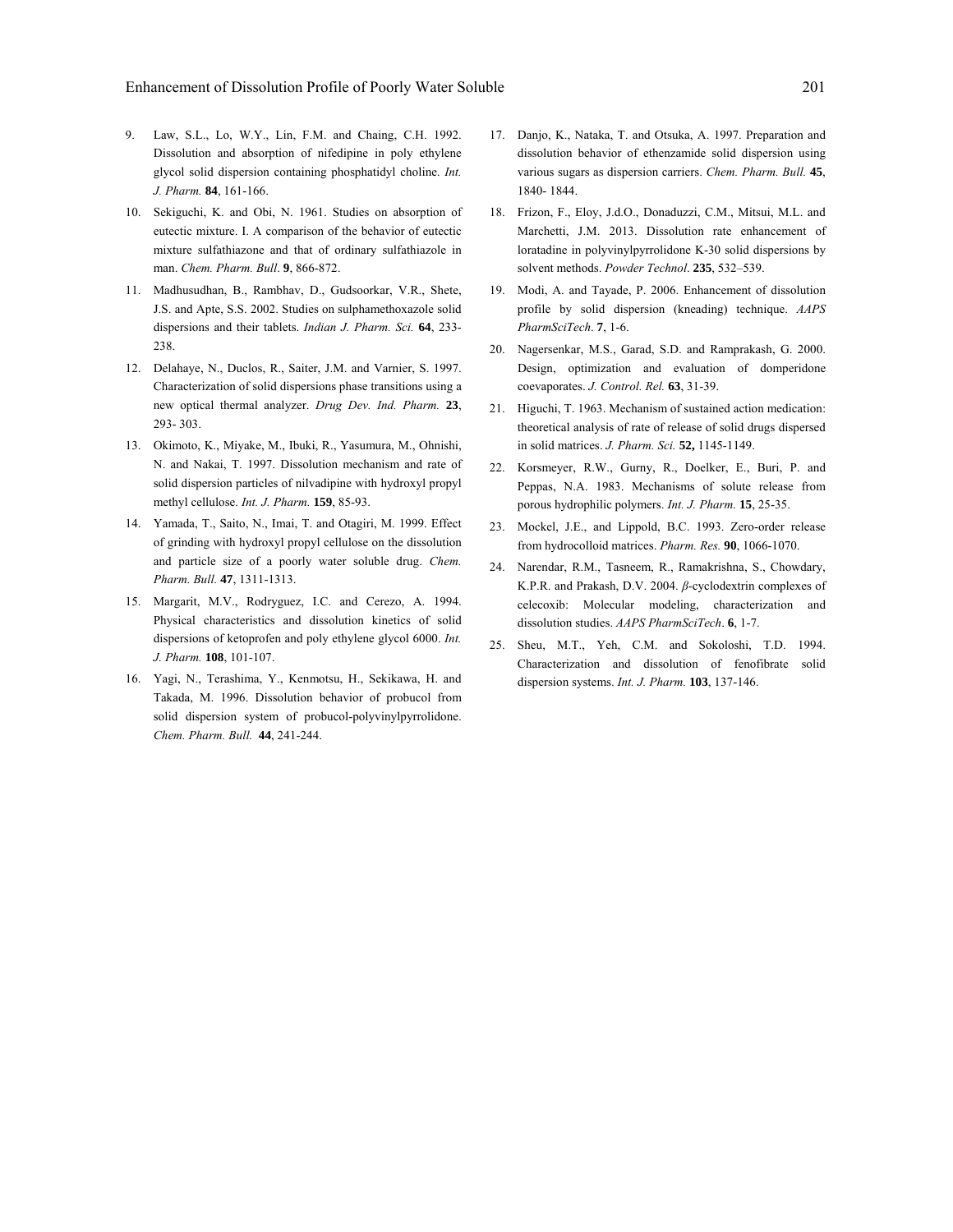9. Law, S.L., Lo, W.Y., Lin, F.M. and Chaing, C.H. 1992. Dissolution and absorption of nifedipine in poly ethylene glycol solid dispersion containing phosphatidyl choline. *Int. J. Pharm.* **84**, 161-166.
10. Sekiguchi, K. and Obi, N. 1961. Studies on absorption of eutectic mixture. I. A comparison of the behavior of eutectic mixture sulfathiazone and that of ordinary sulfathiazole in man. *Chem. Pharm. Bull*. **9**, 866-872.
11. Madhusudhan, B., Rambhav, D., Gudsoorkar, V.R., Shete, J.S. and Apte, S.S. 2002. Studies on sulphamethoxazole solid dispersions and their tablets. *Indian J. Pharm. Sci.* **64**, 233-238.
12. Delahaye, N., Duclos, R., Saiter, J.M. and Varnier, S. 1997. Characterization of solid dispersions phase transitions using a new optical thermal analyzer. *Drug Dev. Ind. Pharm.* **23**, 293- 303.
13. Okimoto, K., Miyake, M., Ibuki, R., Yasumura, M., Ohnishi, N. and Nakai, T. 1997. Dissolution mechanism and rate of solid dispersion particles of nilvadipine with hydroxyl propyl methyl cellulose. *Int. J. Pharm.* **159**, 85-93.
14. Yamada, T., Saito, N., Imai, T. and Otagiri, M. 1999. Effect of grinding with hydroxyl propyl cellulose on the dissolution and particle size of a poorly water soluble drug. *Chem. Pharm. Bull.* **47**, 1311-1313.
15. Margarit, M.V., Rodryguez, I.C. and Cerezo, A. 1994. Physical characteristics and dissolution kinetics of solid dispersions of ketoprofen and poly ethylene glycol 6000. *Int. J. Pharm.* **108**, 101-107.
16. Yagi, N., Terashima, Y., Kenmotsu, H., Sekikawa, H. and Takada, M. 1996. Dissolution behavior of probucol from solid dispersion system of probucol-polyvinylpyrrolidone. *Chem. Pharm. Bull.* **44**, 241-244.
17. Danjo, K., Nataka, T. and Otsuka, A. 1997. Preparation and dissolution behavior of ethenzamide solid dispersion using various sugars as dispersion carriers. *Chem. Pharm. Bull.* **45**, 1840- 1844.
18. Frizon, F., Eloy, J.d.O., Donaduzzi, C.M., Mitsui, M.L. and Marchetti, J.M. 2013. Dissolution rate enhancement of loratadine in polyvinylpyrrolidone K-30 solid dispersions by solvent methods. *Powder Technol*. **235**, 532–539.
19. Modi, A. and Tayade, P. 2006. Enhancement of dissolution profile by solid dispersion (kneading) technique. *AAPS PharmSciTech*. **7**, 1-6.
20. Nagersenkar, M.S., Garad, S.D. and Ramprakash, G. 2000. Design, optimization and evaluation of domperidone coevaporates. *J. Control. Rel.* **63**, 31-39.
21. Higuchi, T. 1963. Mechanism of sustained action medication: theoretical analysis of rate of release of solid drugs dispersed in solid matrices. *J. Pharm. Sci.* **52,** 1145-1149.
22. Korsmeyer, R.W., Gurny, R., Doelker, E., Buri, P. and Peppas, N.A. 1983. Mechanisms of solute release from porous hydrophilic polymers. *Int. J. Pharm.* **15**, 25-35.
23. Mockel, J.E., and Lippold, B.C. 1993. Zero-order release from hydrocolloid matrices. *Pharm. Res.* **90**, 1066-1070.
24. Narendar, R.M., Tasneem, R., Ramakrishna, S., Chowdary, K.P.R. and Prakash, D.V. 2004. *β*-cyclodextrin complexes of celecoxib: Molecular modeling, characterization and dissolution studies. *AAPS PharmSciTech*. **6**, 1-7.
25. Sheu, M.T., Yeh, C.M. and Sokoloshi, T.D. 1994. Characterization and dissolution of fenofibrate solid dispersion systems. *Int. J. Pharm.* **103**, 137-146.